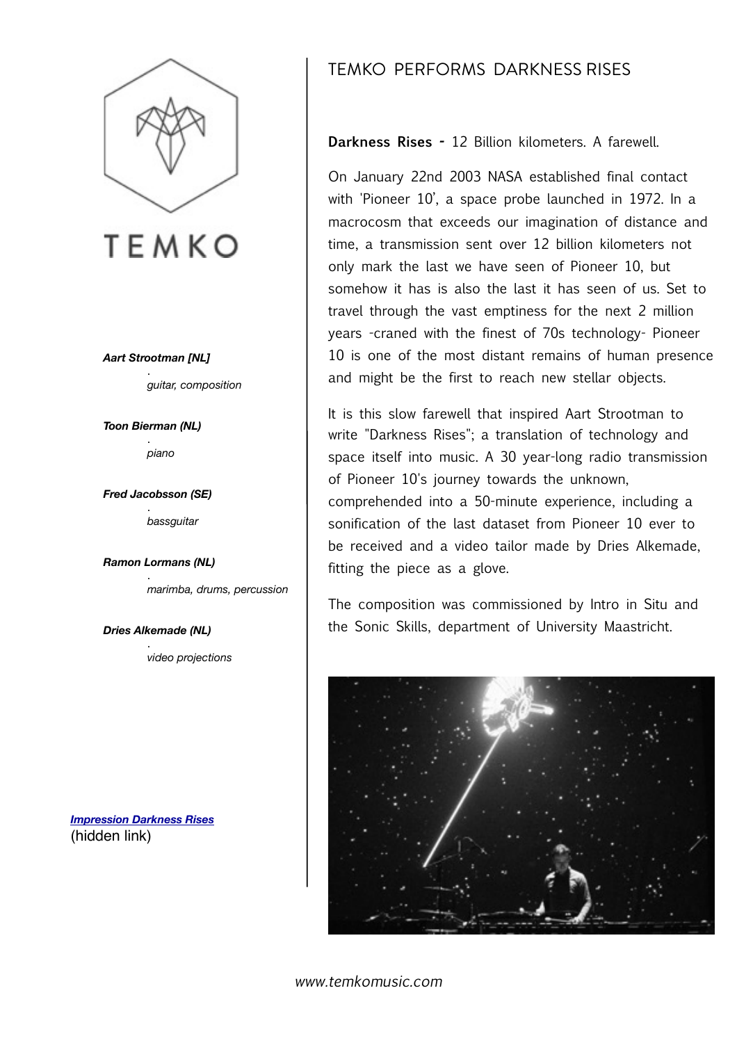TEMKO

***Aart Strootman [NL]***

*guitar, composition*

***Toon Bierman (NL)***

*piano*

***Fred Jacobsson (SE)***

*bassguitar*

***Ramon Lormans (NL)***

*marimba, drums, percussion*

***Dries Alkemade (NL)***

*video projections*

***Impression Darkness Rises***
(hidden link)

# TEMKO PERFORMS DARKNESS RISES

**Darkness Rises -** 12 Billion kilometers. A farewell.

On January 22nd 2003 NASA established final contact with 'Pioneer 10', a space probe launched in 1972. In a macrocosm that exceeds our imagination of distance and time, a transmission sent over 12 billion kilometers not only mark the last we have seen of Pioneer 10, but somehow it has is also the last it has seen of us. Set to travel through the vast emptiness for the next 2 million years -craned with the finest of 70s technology- Pioneer 10 is one of the most distant remains of human presence and might be the first to reach new stellar objects.

It is this slow farewell that inspired Aart Strootman to write "Darkness Rises"; a translation of technology and space itself into music. A 30 year-long radio transmission of Pioneer 10's journey towards the unknown, comprehended into a 50-minute experience, including a sonification of the last dataset from Pioneer 10 ever to be received and a video tailor made by Dries Alkemade, fitting the piece as a glove.

The composition was commissioned by Intro in Situ and the Sonic Skills, department of University Maastricht.

*www.temkomusic.com*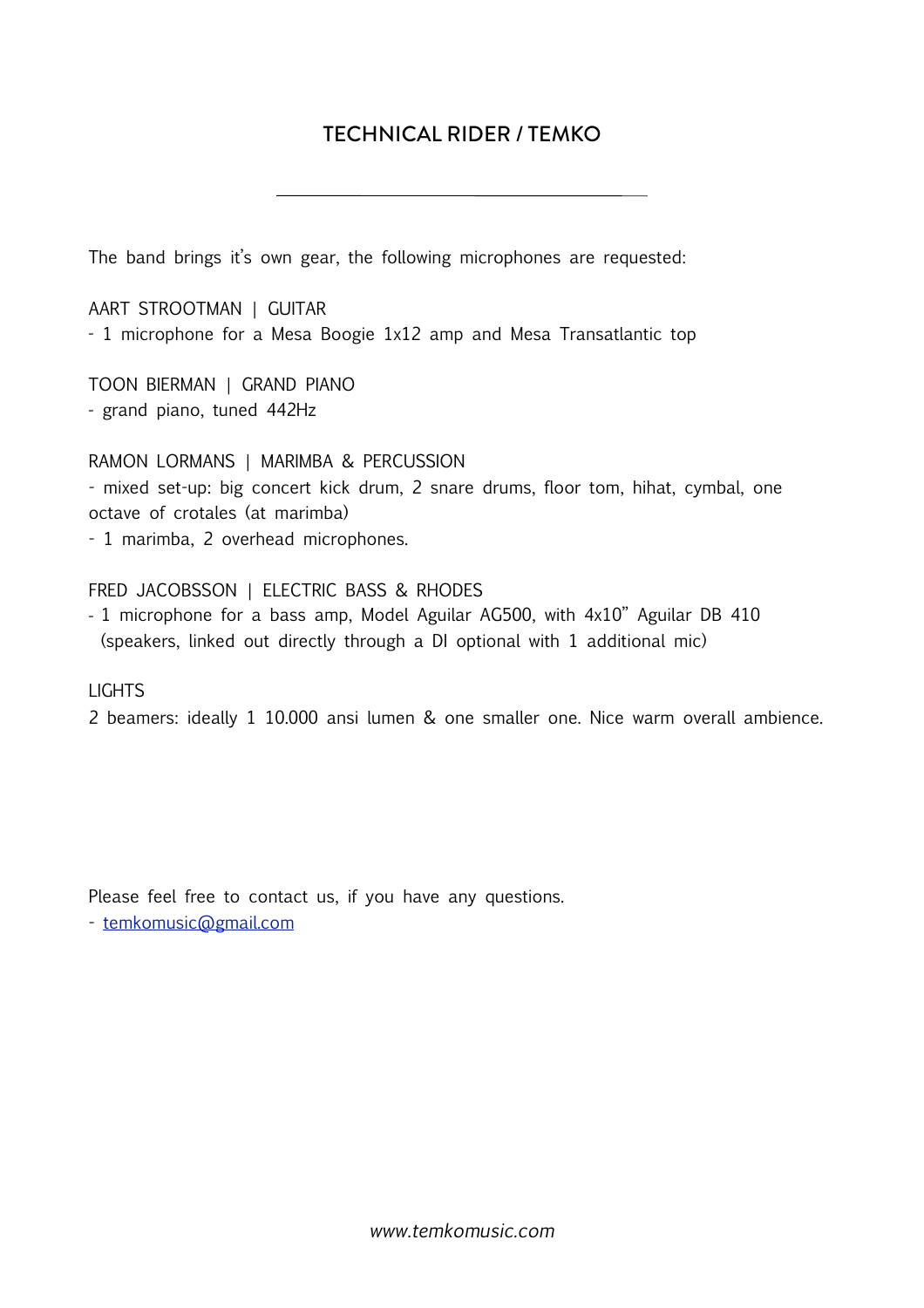# TECHNICAL RIDER / TEMKO

---

The band brings it's own gear, the following microphones are requested:

AART STROOTMAN | GUITAR
- 1 microphone for a Mesa Boogie 1x12 amp and Mesa Transatlantic top

TOON BIERMAN | GRAND PIANO
- grand piano, tuned 442Hz

RAMON LORMANS | MARIMBA & PERCUSSION
- mixed set-up: big concert kick drum, 2 snare drums, floor tom, hihat, cymbal, one octave of crotales (at marimba)
- 1 marimba, 2 overhead microphones.

FRED JACOBSSON | ELECTRIC BASS & RHODES
- 1 microphone for a bass amp, Model Aguilar AG500, with 4x10" Aguilar DB 410 (speakers, linked out directly through a DI optional with 1 additional mic)

LIGHTS
2 beamers: ideally 1 10.000 ansi lumen & one smaller one. Nice warm overall ambience.

Please feel free to contact us, if you have any questions.
- temkomusic@gmail.com

*www.temkomusic.com*